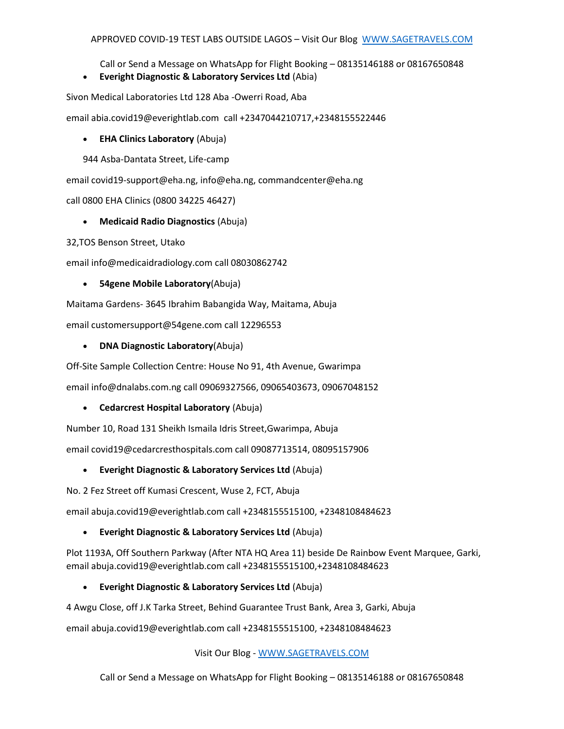APPROVED COVID-19 TEST LABS OUTSIDE LAGOS – Visit Our Blog [WWW.SAGETRAVELS.COM](http://WWW.SAGETRAVELS.COM)

Call or Send a Message on WhatsApp for Flight Booking – 08135146188 or 08167650848

- **Everight Diagnostic & Laboratory Services Ltd** (Abia)

Sivon Medical Laboratories Ltd 128 Aba -Owerri Road, Aba

email abia.covid19@everightlab.com call +2347044210717,+2348155522446

- **EHA Clinics Laboratory** (Abuja)

944 Asba-Dantata Street, Life-camp

email covid19-support@eha.ng, info@eha.ng, commandcenter@eha.ng

call 0800 EHA Clinics (0800 34225 46427)

- **Medicaid Radio Diagnostics** (Abuja)

32,TOS Benson Street, Utako

email info@medicaidradiology.com call 08030862742

- **54gene Mobile Laboratory**(Abuja)

Maitama Gardens- 3645 Ibrahim Babangida Way, Maitama, Abuja

email customersupport@54gene.com call 12296553

- **DNA Diagnostic Laboratory**(Abuja)

Off-Site Sample Collection Centre: House No 91, 4th Avenue, Gwarimpa

email info@dnalabs.com.ng call 09069327566, 09065403673, 09067048152

- **Cedarcrest Hospital Laboratory** (Abuja)

Number 10, Road 131 Sheikh Ismaila Idris Street,Gwarimpa, Abuja

email covid19@cedarcresthospitals.com call 09087713514, 08095157906

- **Everight Diagnostic & Laboratory Services Ltd** (Abuja)

No. 2 Fez Street off Kumasi Crescent, Wuse 2, FCT, Abuja

email abuja.covid19@everightlab.com call +2348155515100, +2348108484623

- **Everight Diagnostic & Laboratory Services Ltd** (Abuja)

Plot 1193A, Off Southern Parkway (After NTA HQ Area 11) beside De Rainbow Event Marquee, Garki, email abuja.covid19@everightlab.com call +2348155515100,+2348108484623

- **Everight Diagnostic & Laboratory Services Ltd** (Abuja)

4 Awgu Close, off J.K Tarka Street, Behind Guarantee Trust Bank, Area 3, Garki, Abuja

email abuja.covid19@everightlab.com call +2348155515100, +2348108484623

Visit Our Blog - [WWW.SAGETRAVELS.COM](http://WWW.SAGETRAVELS.COM)

Call or Send a Message on WhatsApp for Flight Booking – 08135146188 or 08167650848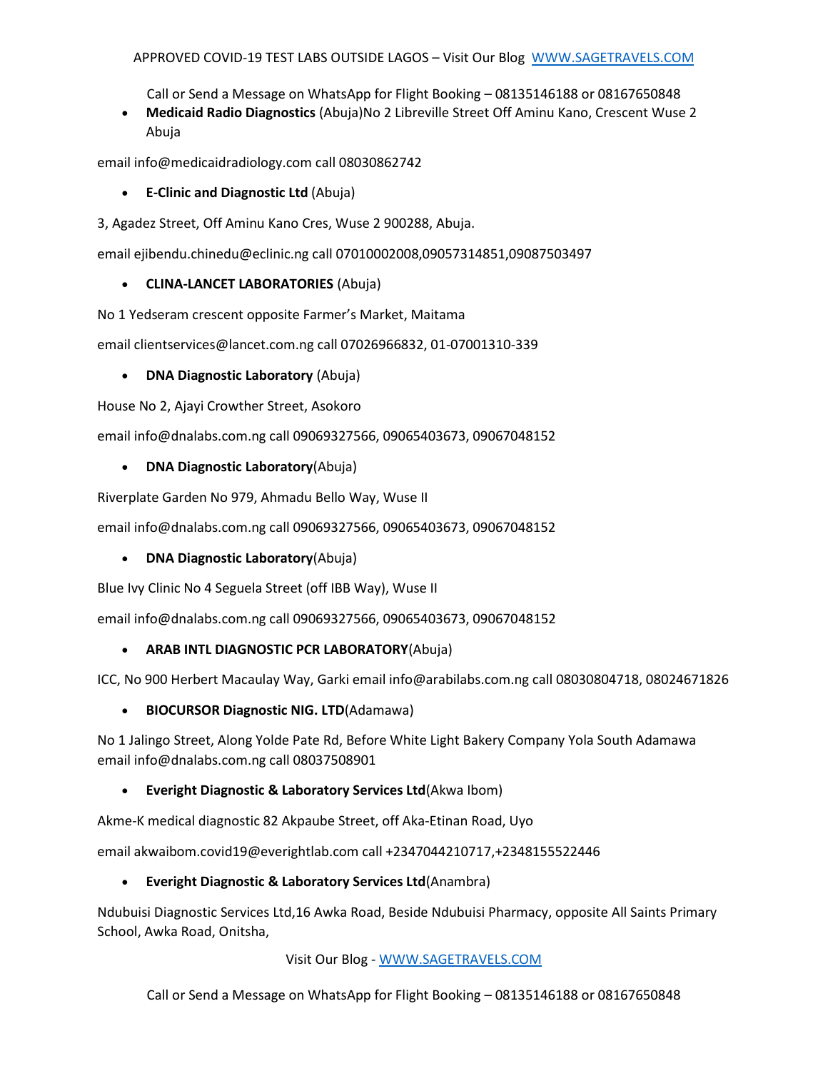- **Medicaid Radio Diagnostics** (Abuja)No 2 Libreville Street Off Aminu Kano, Crescent Wuse 2 Abuja

email info@medicaidradiology.com call 08030862742

- **E-Clinic and Diagnostic Ltd** (Abuja)

3, Agadez Street, Off Aminu Kano Cres, Wuse 2 900288, Abuja.

email ejibendu.chinedu@eclinic.ng call 07010002008,09057314851,09087503497

- **CLINA-LANCET LABORATORIES** (Abuja)

No 1 Yedseram crescent opposite Farmer's Market, Maitama

email clientservices@lancet.com.ng call 07026966832, 01-07001310-339

- **DNA Diagnostic Laboratory** (Abuja)

House No 2, Ajayi Crowther Street, Asokoro

email info@dnalabs.com.ng call 09069327566, 09065403673, 09067048152

- **DNA Diagnostic Laboratory**(Abuja)

Riverplate Garden No 979, Ahmadu Bello Way, Wuse II

email info@dnalabs.com.ng call 09069327566, 09065403673, 09067048152

- **DNA Diagnostic Laboratory**(Abuja)

Blue Ivy Clinic No 4 Seguela Street (off IBB Way), Wuse II

email info@dnalabs.com.ng call 09069327566, 09065403673, 09067048152

- **ARAB INTL DIAGNOSTIC PCR LABORATORY**(Abuja)

ICC, No 900 Herbert Macaulay Way, Garki email info@arabilabs.com.ng call 08030804718, 08024671826

- **BIOCURSOR Diagnostic NIG. LTD**(Adamawa)

No 1 Jalingo Street, Along Yolde Pate Rd, Before White Light Bakery Company Yola South Adamawa email info@dnalabs.com.ng call 08037508901

- **Everight Diagnostic & Laboratory Services Ltd**(Akwa Ibom)

Akme-K medical diagnostic 82 Akpaube Street, off Aka-Etinan Road, Uyo

email akwaibom.covid19@everightlab.com call +2347044210717,+2348155522446

- **Everight Diagnostic & Laboratory Services Ltd**(Anambra)

Ndubuisi Diagnostic Services Ltd,16 Awka Road, Beside Ndubuisi Pharmacy, opposite All Saints Primary School, Awka Road, Onitsha,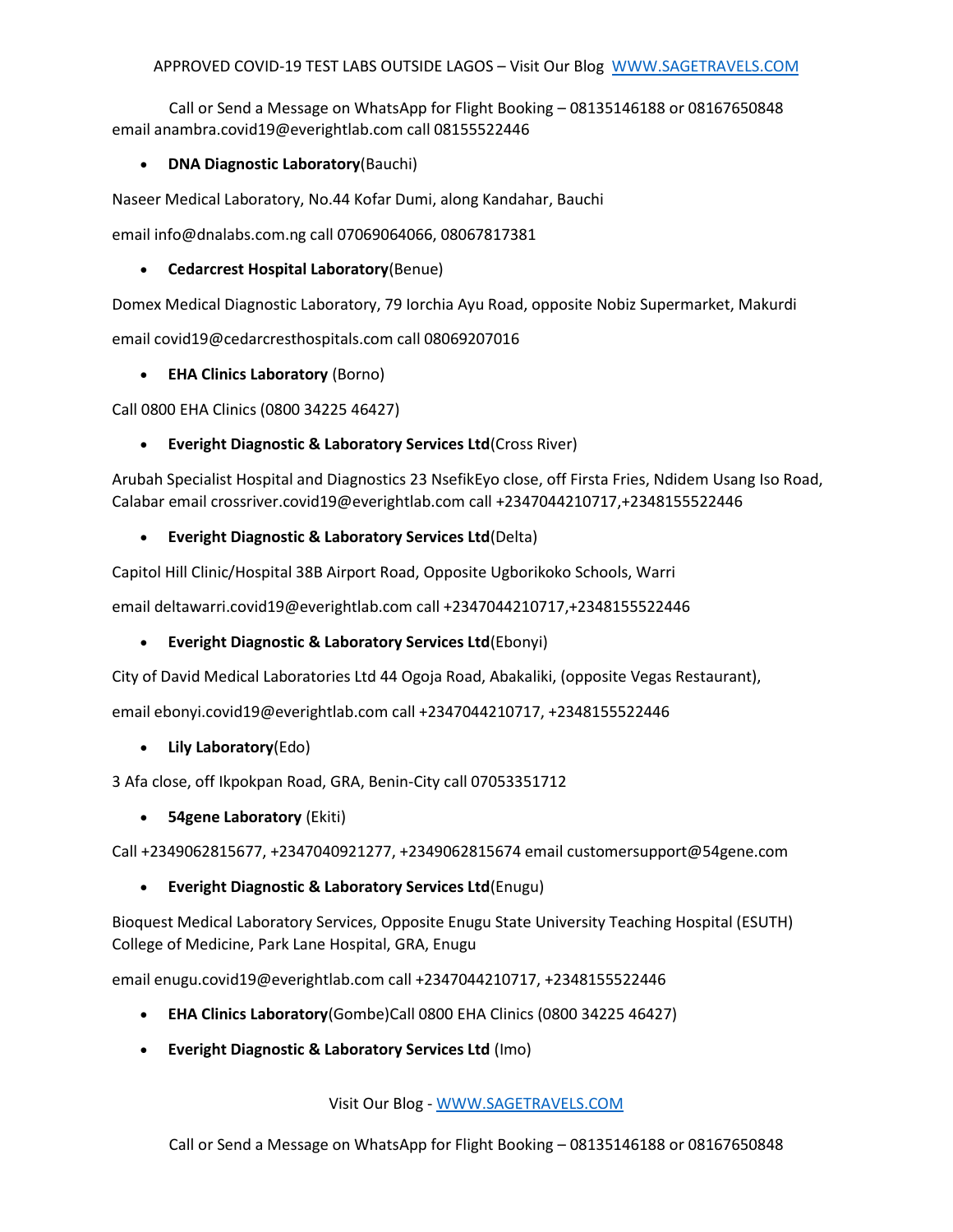email anambra.covid19@everightlab.com call 08155522446

- **DNA Diagnostic Laboratory**(Bauchi)

Naseer Medical Laboratory, No.44 Kofar Dumi, along Kandahar, Bauchi

email info@dnalabs.com.ng call 07069064066, 08067817381

- **Cedarcrest Hospital Laboratory**(Benue)

Domex Medical Diagnostic Laboratory, 79 Iorchia Ayu Road, opposite Nobiz Supermarket, Makurdi

email covid19@cedarcresthospitals.com call 08069207016

- **EHA Clinics Laboratory** (Borno)

Call 0800 EHA Clinics (0800 34225 46427)

- **Everight Diagnostic & Laboratory Services Ltd**(Cross River)

Arubah Specialist Hospital and Diagnostics 23 NsefikEyo close, off Firsta Fries, Ndidem Usang Iso Road, Calabar email crossriver.covid19@everightlab.com call +2347044210717,+2348155522446

- **Everight Diagnostic & Laboratory Services Ltd**(Delta)

Capitol Hill Clinic/Hospital 38B Airport Road, Opposite Ugborikoko Schools, Warri

email deltawarri.covid19@everightlab.com call +2347044210717,+2348155522446

- **Everight Diagnostic & Laboratory Services Ltd**(Ebonyi)

City of David Medical Laboratories Ltd 44 Ogoja Road, Abakaliki, (opposite Vegas Restaurant),

email ebonyi.covid19@everightlab.com call +2347044210717, +2348155522446

- **Lily Laboratory**(Edo)

3 Afa close, off Ikpokpan Road, GRA, Benin-City call 07053351712

- **54gene Laboratory** (Ekiti)

Call +2349062815677, +2347040921277, +2349062815674 email customersupport@54gene.com

- **Everight Diagnostic & Laboratory Services Ltd**(Enugu)

Bioquest Medical Laboratory Services, Opposite Enugu State University Teaching Hospital (ESUTH) College of Medicine, Park Lane Hospital, GRA, Enugu

email enugu.covid19@everightlab.com call +2347044210717, +2348155522446

- **EHA Clinics Laboratory**(Gombe)Call 0800 EHA Clinics (0800 34225 46427)
- **Everight Diagnostic & Laboratory Services Ltd** (Imo)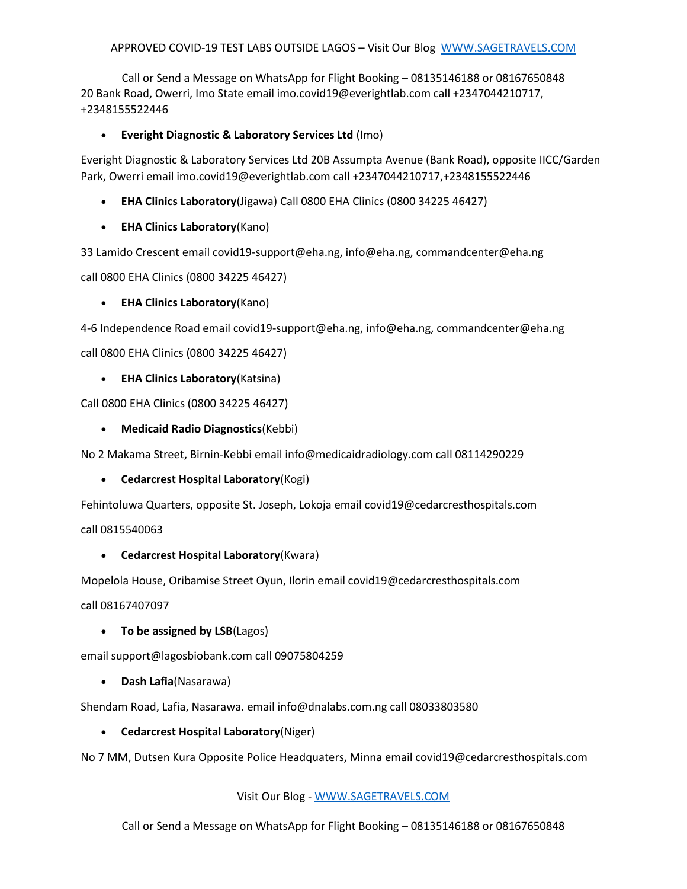20 Bank Road, Owerri, Imo State email imo.covid19@everightlab.com call +2347044210717, +2348155522446

- **Everight Diagnostic & Laboratory Services Ltd** (Imo)

Everight Diagnostic & Laboratory Services Ltd 20B Assumpta Avenue (Bank Road), opposite IICC/Garden Park, Owerri email imo.covid19@everightlab.com call +2347044210717,+2348155522446

- **EHA Clinics Laboratory**(Jigawa) Call 0800 EHA Clinics (0800 34225 46427)

- **EHA Clinics Laboratory**(Kano)

33 Lamido Crescent email covid19-support@eha.ng, info@eha.ng, commandcenter@eha.ng

call 0800 EHA Clinics (0800 34225 46427)

- **EHA Clinics Laboratory**(Kano)

4-6 Independence Road email covid19-support@eha.ng, info@eha.ng, commandcenter@eha.ng

call 0800 EHA Clinics (0800 34225 46427)

- **EHA Clinics Laboratory**(Katsina)

Call 0800 EHA Clinics (0800 34225 46427)

- **Medicaid Radio Diagnostics**(Kebbi)

No 2 Makama Street, Birnin-Kebbi email info@medicaidradiology.com call 08114290229

- **Cedarcrest Hospital Laboratory**(Kogi)

Fehintoluwa Quarters, opposite St. Joseph, Lokoja email covid19@cedarcresthospitals.com

call 0815540063

- **Cedarcrest Hospital Laboratory**(Kwara)

Mopelola House, Oribamise Street Oyun, Ilorin email covid19@cedarcresthospitals.com

call 08167407097

- **To be assigned by LSB**(Lagos)

email support@lagosbiobank.com call 09075804259

- **Dash Lafia**(Nasarawa)

Shendam Road, Lafia, Nasarawa. email info@dnalabs.com.ng call 08033803580

- **Cedarcrest Hospital Laboratory**(Niger)

No 7 MM, Dutsen Kura Opposite Police Headquaters, Minna email covid19@cedarcresthospitals.com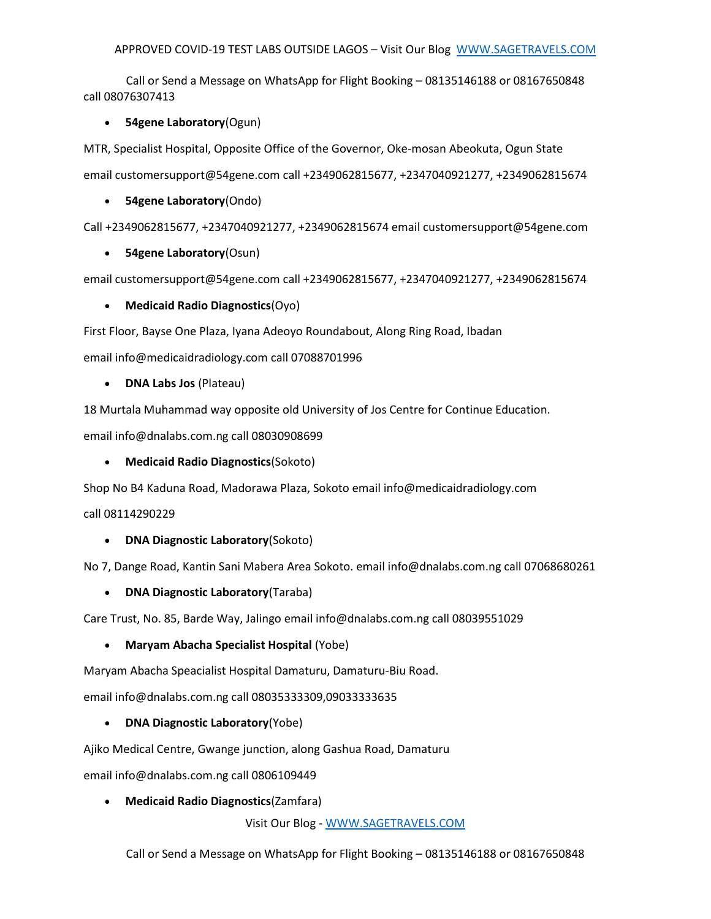- **54gene Laboratory**(Ogun)

MTR, Specialist Hospital, Opposite Office of the Governor, Oke-mosan Abeokuta, Ogun State

email customersupport@54gene.com call +2349062815677, +2347040921277, +2349062815674

- **54gene Laboratory**(Ondo)

Call +2349062815677, +2347040921277, +2349062815674 email customersupport@54gene.com

- **54gene Laboratory**(Osun)

email customersupport@54gene.com call +2349062815677, +2347040921277, +2349062815674

- **Medicaid Radio Diagnostics**(Oyo)

First Floor, Bayse One Plaza, Iyana Adeoyo Roundabout, Along Ring Road, Ibadan

email info@medicaidradiology.com call 07088701996

- **DNA Labs Jos** (Plateau)

18 Murtala Muhammad way opposite old University of Jos Centre for Continue Education.

email info@dnalabs.com.ng call 08030908699

- **Medicaid Radio Diagnostics**(Sokoto)

Shop No B4 Kaduna Road, Madorawa Plaza, Sokoto email info@medicaidradiology.com

call 08114290229

- **DNA Diagnostic Laboratory**(Sokoto)

No 7, Dange Road, Kantin Sani Mabera Area Sokoto. email info@dnalabs.com.ng call 07068680261

- **DNA Diagnostic Laboratory**(Taraba)

Care Trust, No. 85, Barde Way, Jalingo email info@dnalabs.com.ng call 08039551029

- **Maryam Abacha Specialist Hospital** (Yobe)

Maryam Abacha Speacialist Hospital Damaturu, Damaturu-Biu Road.

email info@dnalabs.com.ng call 08035333309,09033333635

- **DNA Diagnostic Laboratory**(Yobe)

Ajiko Medical Centre, Gwange junction, along Gashua Road, Damaturu

email info@dnalabs.com.ng call 0806109449

- **Medicaid Radio Diagnostics**(Zamfara)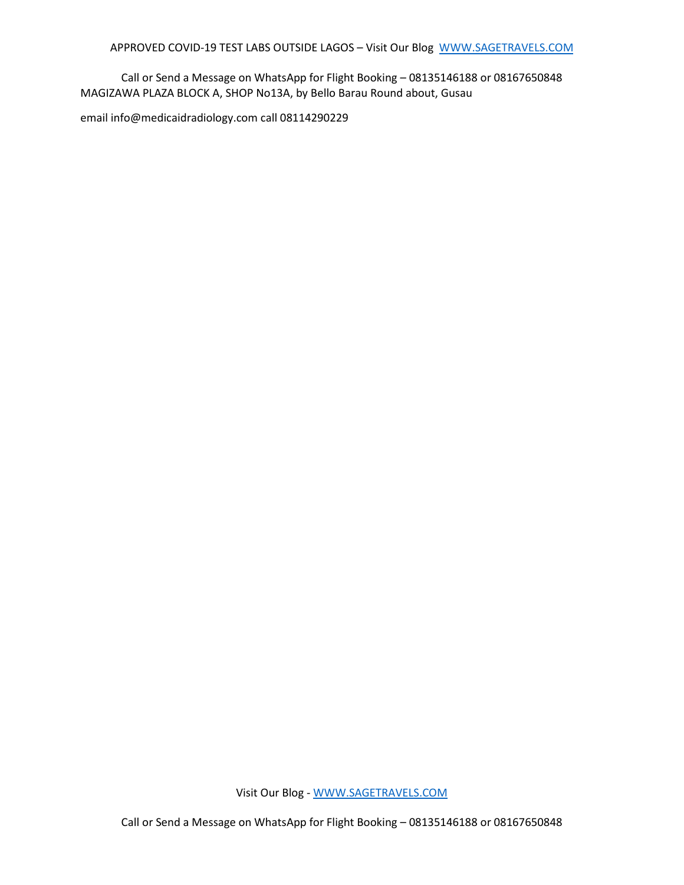MAGIZAWA PLAZA BLOCK A, SHOP No13A, by Bello Barau Round about, Gusau

email info@medicaidradiology.com call 08114290229